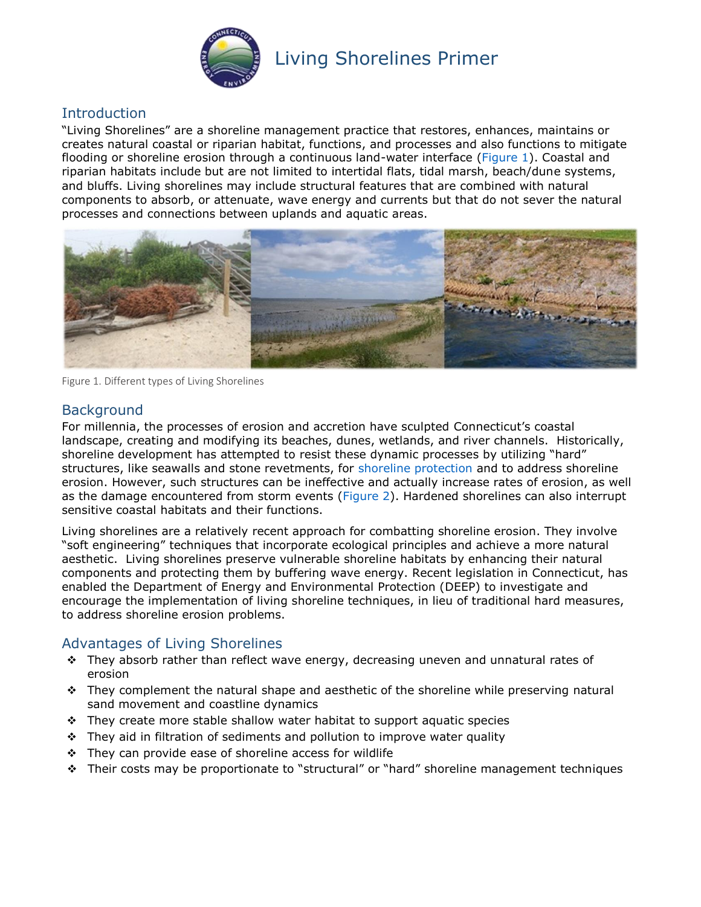// Living Shorelines Primer

## Introduction

"Living Shorelines" are a shoreline management practice that restores, enhances, maintains or creates natural coastal or riparian habitat, functions, and processes and also functions to mitigate flooding or shoreline erosion through a continuous land-water interface (Figure 1). Coastal and riparian habitats include but are not limited to intertidal flats, tidal marsh, beach/dune systems, and bluffs. Living shorelines may include structural features that are combined with natural components to absorb, or attenuate, wave energy and currents but that do not sever the natural processes and connections between uplands and aquatic areas.

Figure 1. Different types of Living Shorelines

## Background

For millennia, the processes of erosion and accretion have sculpted Connecticut's coastal landscape, creating and modifying its beaches, dunes, wetlands, and river channels. Historically, shoreline development has attempted to resist these dynamic processes by utilizing "hard" structures, like seawalls and stone revetments, for shoreline protection and to address shoreline erosion. However, such structures can be ineffective and actually increase rates of erosion, as well as the damage encountered from storm events (Figure 2). Hardened shorelines can also interrupt sensitive coastal habitats and their functions.

Living shorelines are a relatively recent approach for combatting shoreline erosion. They involve "soft engineering" techniques that incorporate ecological principles and achieve a more natural aesthetic. Living shorelines preserve vulnerable shoreline habitats by enhancing their natural components and protecting them by buffering wave energy. Recent legislation in Connecticut, has enabled the Department of Energy and Environmental Protection (DEEP) to investigate and encourage the implementation of living shoreline techniques, in lieu of traditional hard measures, to address shoreline erosion problems.

## Advantages of Living Shorelines

- They absorb rather than reflect wave energy, decreasing uneven and unnatural rates of erosion
- They complement the natural shape and aesthetic of the shoreline while preserving natural sand movement and coastline dynamics
- They create more stable shallow water habitat to support aquatic species
- They aid in filtration of sediments and pollution to improve water quality
- They can provide ease of shoreline access for wildlife
- Their costs may be proportionate to "structural" or "hard" shoreline management techniques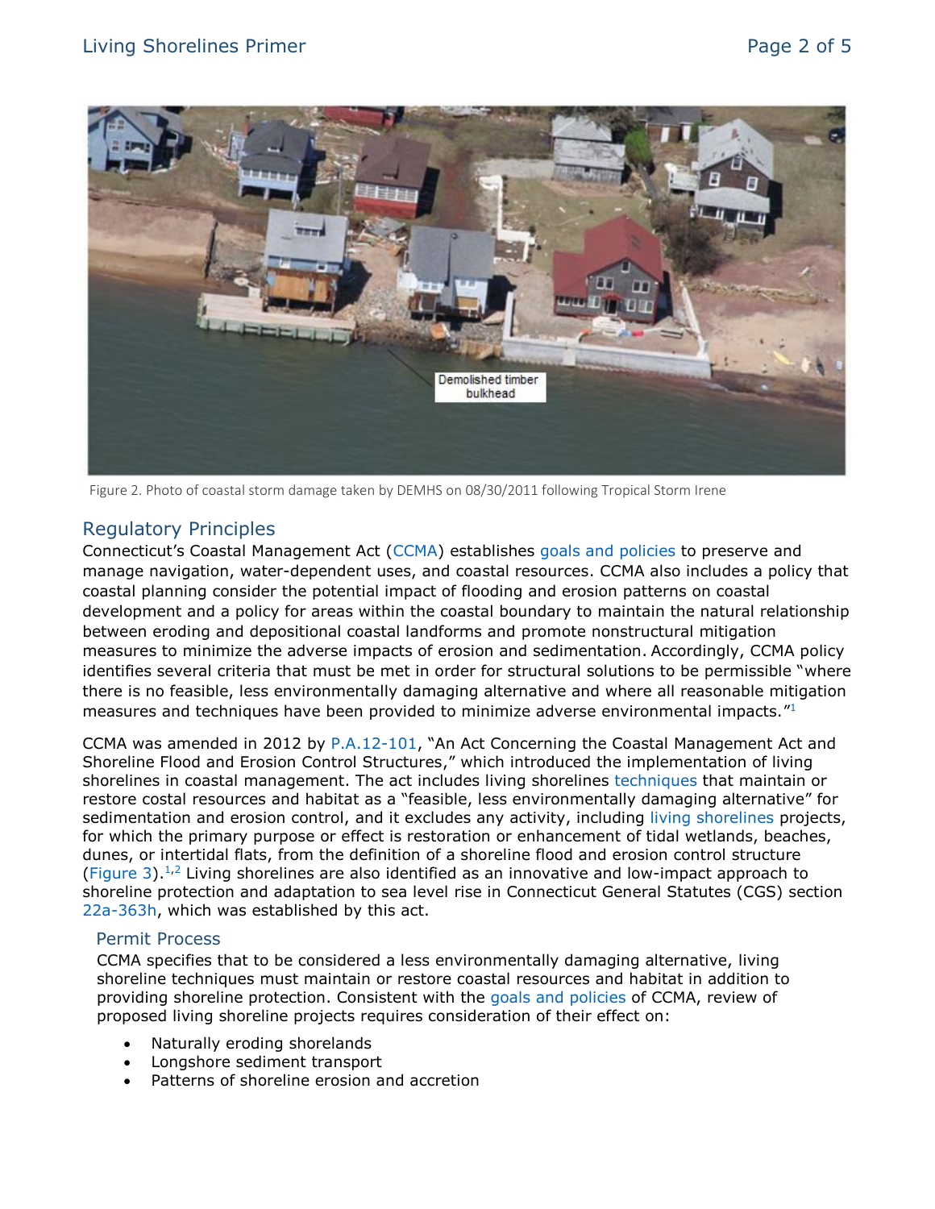Figure 2. Photo of coastal storm damage taken by DEMHS on 08/30/2011 following Tropical Storm Irene

## Regulatory Principles

Connecticut's Coastal Management Act (CCMA) establishes goals and policies to preserve and manage navigation, water-dependent uses, and coastal resources. CCMA also includes a policy that coastal planning consider the potential impact of flooding and erosion patterns on coastal development and a policy for areas within the coastal boundary to maintain the natural relationship between eroding and depositional coastal landforms and promote nonstructural mitigation measures to minimize the adverse impacts of erosion and sedimentation. Accordingly, CCMA policy identifies several criteria that must be met in order for structural solutions to be permissible "where there is no feasible, less environmentally damaging alternative and where all reasonable mitigation measures and techniques have been provided to minimize adverse environmental impacts."[1]

CCMA was amended in 2012 by P.A.12-101, "An Act Concerning the Coastal Management Act and Shoreline Flood and Erosion Control Structures," which introduced the implementation of living shorelines in coastal management. The act includes living shorelines techniques that maintain or restore costal resources and habitat as a "feasible, less environmentally damaging alternative" for sedimentation and erosion control, and it excludes any activity, including living shorelines projects, for which the primary purpose or effect is restoration or enhancement of tidal wetlands, beaches, dunes, or intertidal flats, from the definition of a shoreline flood and erosion control structure (Figure 3).[1,2] Living shorelines are also identified as an innovative and low-impact approach to shoreline protection and adaptation to sea level rise in Connecticut General Statutes (CGS) section 22a-363h, which was established by this act.

### Permit Process

CCMA specifies that to be considered a less environmentally damaging alternative, living shoreline techniques must maintain or restore coastal resources and habitat in addition to providing shoreline protection. Consistent with the goals and policies of CCMA, review of proposed living shoreline projects requires consideration of their effect on:

- Naturally eroding shorelands
- Longshore sediment transport
- Patterns of shoreline erosion and accretion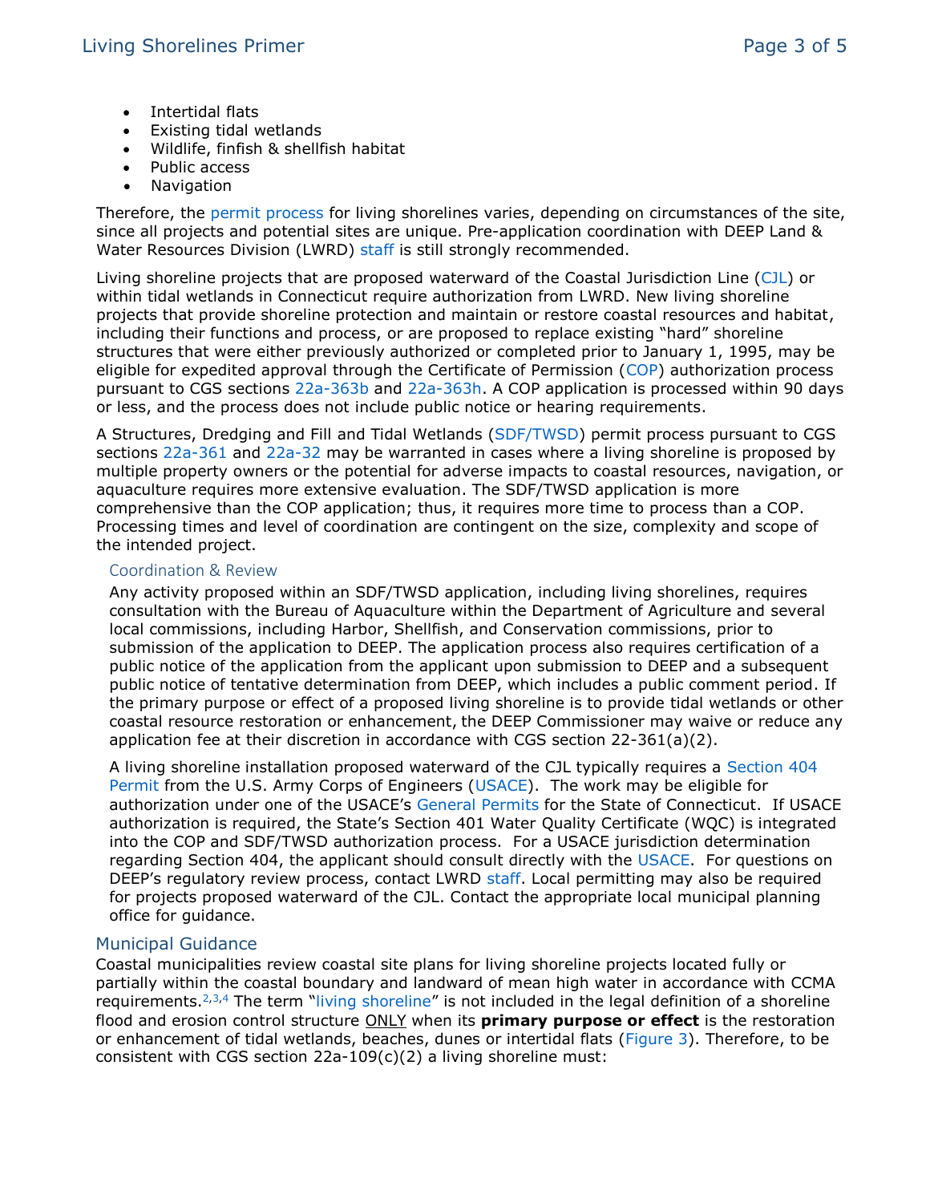- Intertidal flats
- Existing tidal wetlands
- Wildlife, finfish & shellfish habitat
- Public access
- Navigation

Therefore, the permit process for living shorelines varies, depending on circumstances of the site, since all projects and potential sites are unique. Pre-application coordination with DEEP Land & Water Resources Division (LWRD) staff is still strongly recommended.

Living shoreline projects that are proposed waterward of the Coastal Jurisdiction Line (CJL) or within tidal wetlands in Connecticut require authorization from LWRD. New living shoreline projects that provide shoreline protection and maintain or restore coastal resources and habitat, including their functions and process, or are proposed to replace existing "hard" shoreline structures that were either previously authorized or completed prior to January 1, 1995, may be eligible for expedited approval through the Certificate of Permission (COP) authorization process pursuant to CGS sections 22a-363b and 22a-363h. A COP application is processed within 90 days or less, and the process does not include public notice or hearing requirements.

A Structures, Dredging and Fill and Tidal Wetlands (SDF/TWSD) permit process pursuant to CGS sections 22a-361 and 22a-32 may be warranted in cases where a living shoreline is proposed by multiple property owners or the potential for adverse impacts to coastal resources, navigation, or aquaculture requires more extensive evaluation. The SDF/TWSD application is more comprehensive than the COP application; thus, it requires more time to process than a COP. Processing times and level of coordination are contingent on the size, complexity and scope of the intended project.

### Coordination & Review

Any activity proposed within an SDF/TWSD application, including living shorelines, requires consultation with the Bureau of Aquaculture within the Department of Agriculture and several local commissions, including Harbor, Shellfish, and Conservation commissions, prior to submission of the application to DEEP. The application process also requires certification of a public notice of the application from the applicant upon submission to DEEP and a subsequent public notice of tentative determination from DEEP, which includes a public comment period. If the primary purpose or effect of a proposed living shoreline is to provide tidal wetlands or other coastal resource restoration or enhancement, the DEEP Commissioner may waive or reduce any application fee at their discretion in accordance with CGS section 22-361(a)(2).

A living shoreline installation proposed waterward of the CJL typically requires a Section 404 Permit from the U.S. Army Corps of Engineers (USACE). The work may be eligible for authorization under one of the USACE's General Permits for the State of Connecticut. If USACE authorization is required, the State's Section 401 Water Quality Certificate (WQC) is integrated into the COP and SDF/TWSD authorization process. For a USACE jurisdiction determination regarding Section 404, the applicant should consult directly with the USACE. For questions on DEEP's regulatory review process, contact LWRD staff. Local permitting may also be required for projects proposed waterward of the CJL. Contact the appropriate local municipal planning office for guidance.

## Municipal Guidance

Coastal municipalities review coastal site plans for living shoreline projects located fully or partially within the coastal boundary and landward of mean high water in accordance with CCMA requirements.[2,3,4] The term "living shoreline" is not included in the legal definition of a shoreline flood and erosion control structure ONLY when its **primary purpose or effect** is the restoration or enhancement of tidal wetlands, beaches, dunes or intertidal flats (Figure 3). Therefore, to be consistent with CGS section 22a-109(c)(2) a living shoreline must: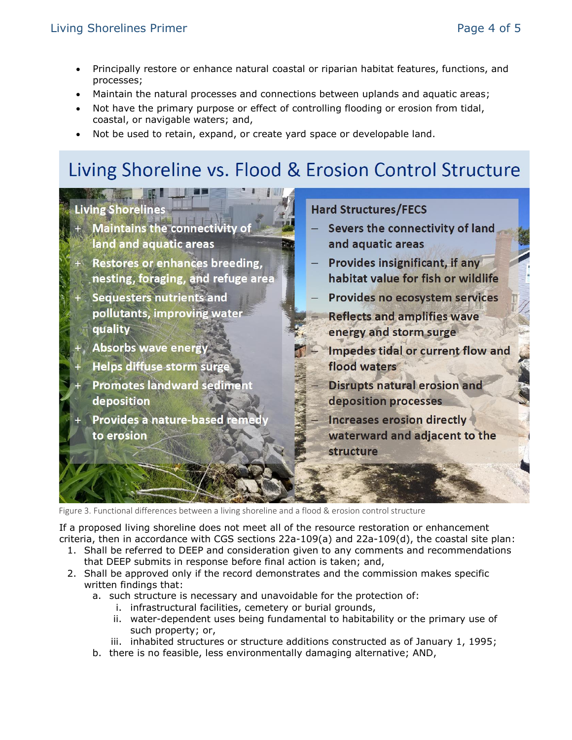- Principally restore or enhance natural coastal or riparian habitat features, functions, and processes;
- Maintain the natural processes and connections between uplands and aquatic areas;
- Not have the primary purpose or effect of controlling flooding or erosion from tidal, coastal, or navigable waters; and,
- Not be used to retain, expand, or create yard space or developable land.

## Living Shoreline vs. Flood & Erosion Control Structure

**Living Shorelines**

+ Maintains the connectivity of land and aquatic areas
+ Restores or enhances breeding, nesting, foraging, and refuge area
+ Sequesters nutrients and pollutants, improving water quality
+ Absorbs wave energy
+ Helps diffuse storm surge
+ Promotes landward sediment deposition
+ Provides a nature-based remedy to erosion

**Hard Structures/FECS**

– Severs the connectivity of land and aquatic areas
– Provides insignificant, if any habitat value for fish or wildlife
– Provides no ecosystem services
– Reflects and amplifies wave energy and storm surge
– Impedes tidal or current flow and flood waters
– Disrupts natural erosion and deposition processes
– Increases erosion directly waterward and adjacent to the structure

Figure 3. Functional differences between a living shoreline and a flood & erosion control structure

If a proposed living shoreline does not meet all of the resource restoration or enhancement criteria, then in accordance with CGS sections 22a-109(a) and 22a-109(d), the coastal site plan:

1. Shall be referred to DEEP and consideration given to any comments and recommendations that DEEP submits in response before final action is taken; and,
2. Shall be approved only if the record demonstrates and the commission makes specific written findings that:
   a. such structure is necessary and unavoidable for the protection of:
      i. infrastructural facilities, cemetery or burial grounds,
      ii. water-dependent uses being fundamental to habitability or the primary use of such property; or,
      iii. inhabited structures or structure additions constructed as of January 1, 1995;
   b. there is no feasible, less environmentally damaging alternative; AND,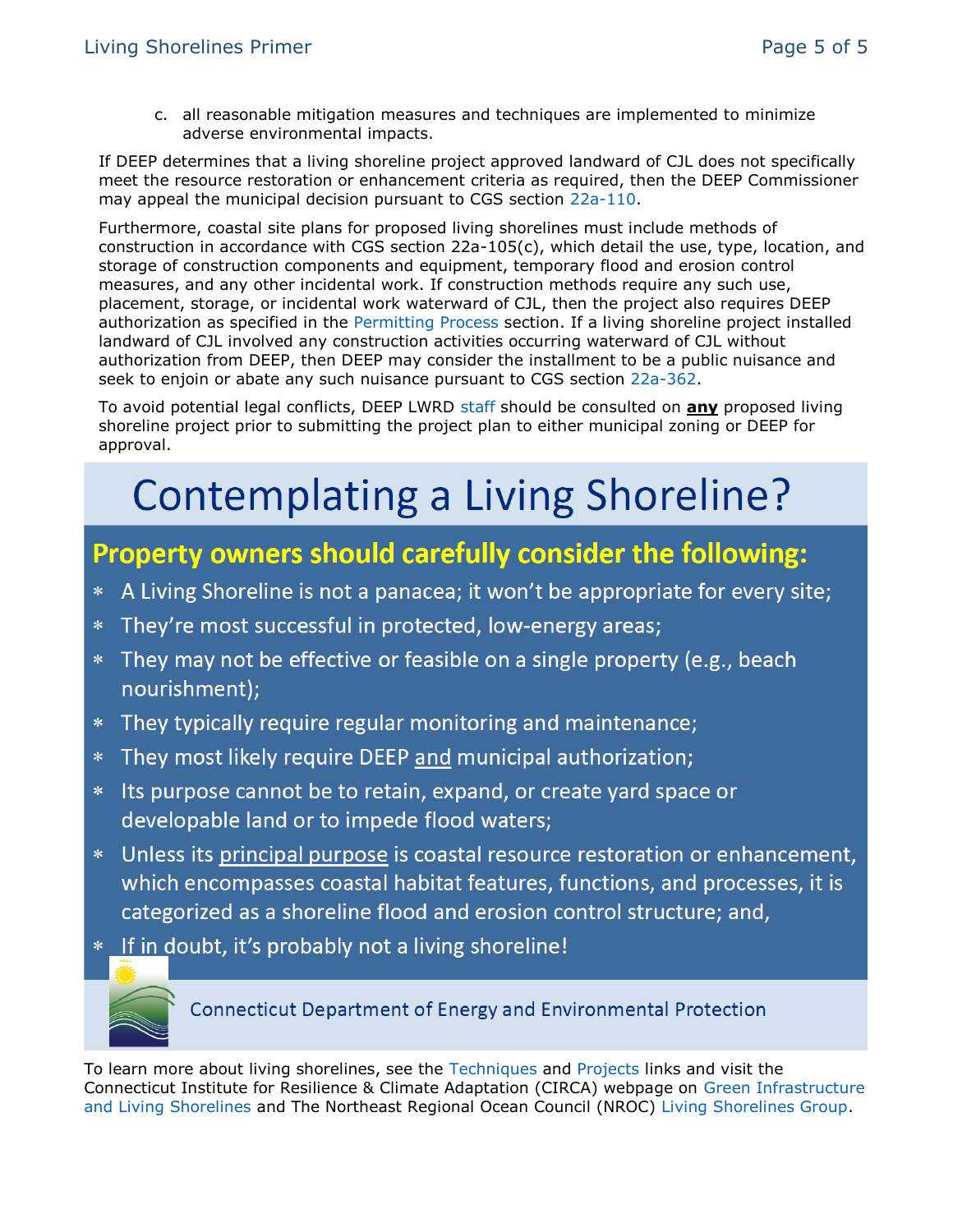c. all reasonable mitigation measures and techniques are implemented to minimize adverse environmental impacts.

If DEEP determines that a living shoreline project approved landward of CJL does not specifically meet the resource restoration or enhancement criteria as required, then the DEEP Commissioner may appeal the municipal decision pursuant to CGS section 22a-110.

Furthermore, coastal site plans for proposed living shorelines must include methods of construction in accordance with CGS section 22a-105(c), which detail the use, type, location, and storage of construction components and equipment, temporary flood and erosion control measures, and any other incidental work. If construction methods require any such use, placement, storage, or incidental work waterward of CJL, then the project also requires DEEP authorization as specified in the Permitting Process section. If a living shoreline project installed landward of CJL involved any construction activities occurring waterward of CJL without authorization from DEEP, then DEEP may consider the installment to be a public nuisance and seek to enjoin or abate any such nuisance pursuant to CGS section 22a-362.

To avoid potential legal conflicts, DEEP LWRD staff should be consulted on **any** proposed living shoreline project prior to submitting the project plan to either municipal zoning or DEEP for approval.

# Contemplating a Living Shoreline?

## Property owners should carefully consider the following:

* A Living Shoreline is not a panacea; it won't be appropriate for every site;
* They're most successful in protected, low-energy areas;
* They may not be effective or feasible on a single property (e.g., beach nourishment);
* They typically require regular monitoring and maintenance;
* They most likely require DEEP and municipal authorization;
* Its purpose cannot be to retain, expand, or create yard space or developable land or to impede flood waters;
* Unless its principal purpose is coastal resource restoration or enhancement, which encompasses coastal habitat features, functions, and processes, it is categorized as a shoreline flood and erosion control structure; and,
* If in doubt, it's probably not a living shoreline!

Connecticut Department of Energy and Environmental Protection

To learn more about living shorelines, see the Techniques and Projects links and visit the Connecticut Institute for Resilience & Climate Adaptation (CIRCA) webpage on Green Infrastructure and Living Shorelines and The Northeast Regional Ocean Council (NROC) Living Shorelines Group.